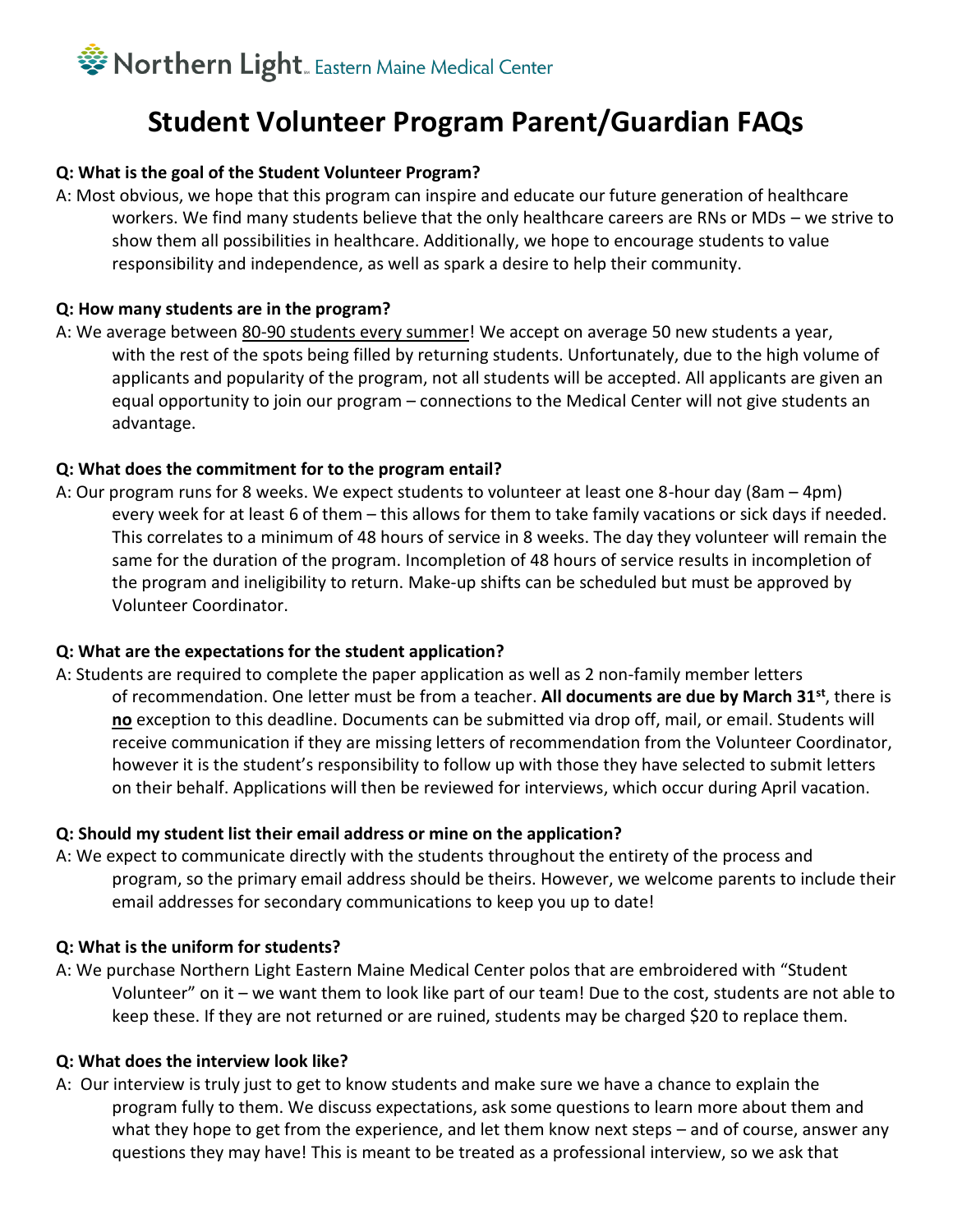Northern Light Eastern Maine Medical Center

# Student Volunteer Program Parent/Guardian FAQs

**Q: What is the goal of the Student Volunteer Program?**

A: Most obvious, we hope that this program can inspire and educate our future generation of healthcare workers. We find many students believe that the only healthcare careers are RNs or MDs – we strive to show them all possibilities in healthcare. Additionally, we hope to encourage students to value responsibility and independence, as well as spark a desire to help their community.

**Q: How many students are in the program?**

A: We average between <u>80-90 students every summer</u>! We accept on average 50 new students a year, with the rest of the spots being filled by returning students. Unfortunately, due to the high volume of applicants and popularity of the program, not all students will be accepted. All applicants are given an equal opportunity to join our program – connections to the Medical Center will not give students an advantage.

**Q: What does the commitment for to the program entail?**

A: Our program runs for 8 weeks. We expect students to volunteer at least one 8-hour day (8am – 4pm) every week for at least 6 of them – this allows for them to take family vacations or sick days if needed. This correlates to a minimum of 48 hours of service in 8 weeks. The day they volunteer will remain the same for the duration of the program. Incompletion of 48 hours of service results in incompletion of the program and ineligibility to return. Make-up shifts can be scheduled but must be approved by Volunteer Coordinator.

**Q: What are the expectations for the student application?**

A: Students are required to complete the paper application as well as 2 non-family member letters of recommendation. One letter must be from a teacher. **All documents are due by March 31st**, there is ***no*** exception to this deadline. Documents can be submitted via drop off, mail, or email. Students will receive communication if they are missing letters of recommendation from the Volunteer Coordinator, however it is the student's responsibility to follow up with those they have selected to submit letters on their behalf. Applications will then be reviewed for interviews, which occur during April vacation.

**Q: Should my student list their email address or mine on the application?**

A: We expect to communicate directly with the students throughout the entirety of the process and program, so the primary email address should be theirs. However, we welcome parents to include their email addresses for secondary communications to keep you up to date!

**Q: What is the uniform for students?**

A: We purchase Northern Light Eastern Maine Medical Center polos that are embroidered with "Student Volunteer" on it – we want them to look like part of our team! Due to the cost, students are not able to keep these. If they are not returned or are ruined, students may be charged $20 to replace them.

**Q: What does the interview look like?**

A: Our interview is truly just to get to know students and make sure we have a chance to explain the program fully to them. We discuss expectations, ask some questions to learn more about them and what they hope to get from the experience, and let them know next steps – and of course, answer any questions they may have! This is meant to be treated as a professional interview, so we ask that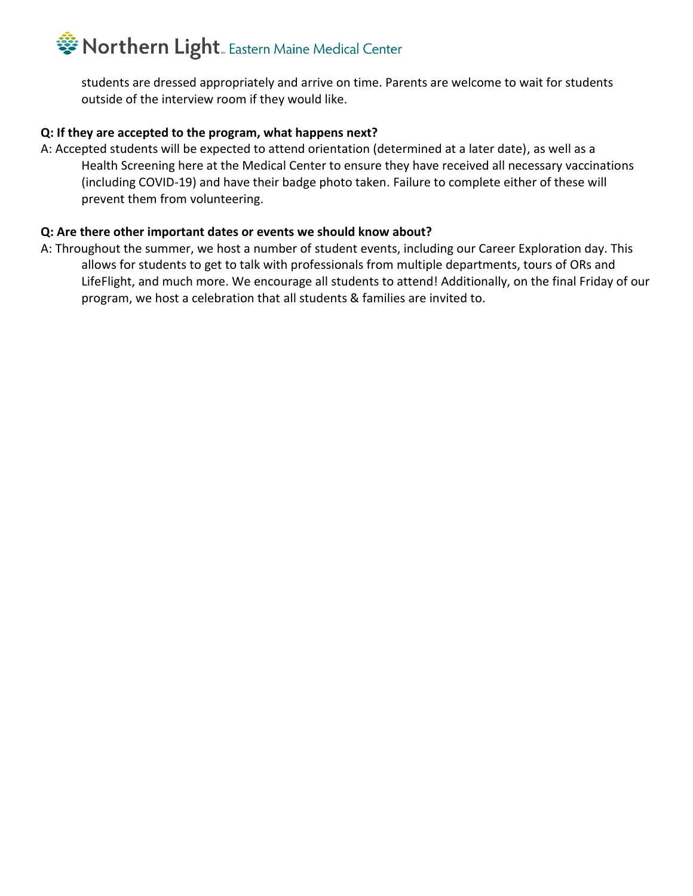students are dressed appropriately and arrive on time. Parents are welcome to wait for students outside of the interview room if they would like.

**Q: If they are accepted to the program, what happens next?**

A: Accepted students will be expected to attend orientation (determined at a later date), as well as a Health Screening here at the Medical Center to ensure they have received all necessary vaccinations (including COVID-19) and have their badge photo taken. Failure to complete either of these will prevent them from volunteering.

**Q: Are there other important dates or events we should know about?**

A: Throughout the summer, we host a number of student events, including our Career Exploration day. This allows for students to get to talk with professionals from multiple departments, tours of ORs and LifeFlight, and much more. We encourage all students to attend! Additionally, on the final Friday of our program, we host a celebration that all students & families are invited to.